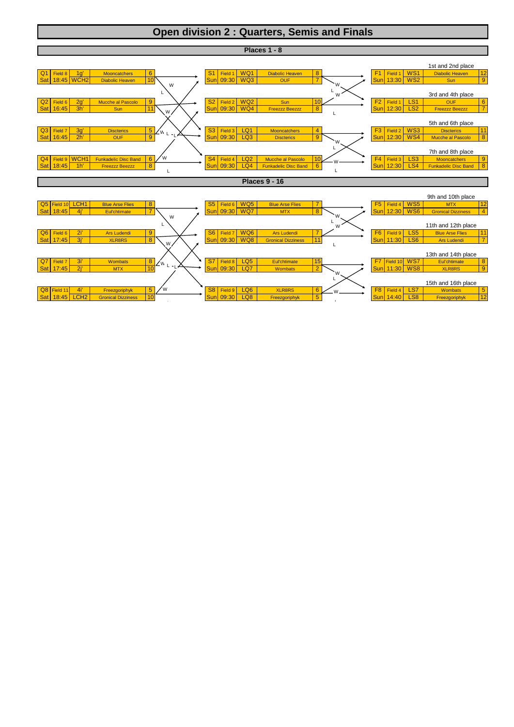# Open division 2 : Quarters, Semis and Finals

## Places 1 - 8

### Quarter-finals

| Game | Field | Day | Time | Seed | Team | Score |
|---|---|---|---|---|---|---|
| Q1 | Field 8 | Sat | 18:45 | 1g' | Mooncatchers | 6 |
| | | | | WCH2 | Diabolic Heaven | 10 |
| Q2 | Field 6 | Sat | 16:45 | 2g' | Mucche al Pascolo | 9 |
| | | | | 3h' | Sun | 11 |
| Q3 | Field 7 | Sat | 16:45 | 3g' | Discterics | 5 |
| | | | | 2h' | OUF | 9 |
| Q4 | Field 9 | Sat | 18:45 | WCH1 | Funkadelic Disc Band | 6 |
| | | | | 1h' | Freezzz Beezzz | 8 |

### Semi-finals

| Game | Field | Day | Time | Seed | Team | Score |
|---|---|---|---|---|---|---|
| S1 | Field 1 | Sun | 09:30 | WQ1 | Diabolic Heaven | 8 |
| | | | | WQ3 | OUF | 7 |
| S2 | Field 2 | Sun | 09:30 | WQ2 | Sun | 10 |
| | | | | WQ4 | Freezzz Beezzz | 8 |
| S3 | Field 3 | Sun | 09:30 | LQ1 | Mooncatchers | 4 |
| | | | | LQ3 | Discterics | 9 |
| S4 | Field 4 | Sun | 09:30 | LQ2 | Mucche al Pascolo | 10 |
| | | | | LQ4 | Funkadelic Disc Band | 6 |

### Finals

| Place | Game | Field | Day | Time | Seed | Team | Score |
|---|---|---|---|---|---|---|---|
| 1st and 2nd place | F1 | Field 1 | Sun | 13:30 | WS1 | Diabolic Heaven | 12 |
| | | | | | WS2 | Sun | 9 |
| 3rd and 4th place | F2 | Field 1 | Sun | 12:30 | LS1 | OUF | 6 |
| | | | | | LS2 | Freezzz Beezzz | 7 |
| 5th and 6th place | F3 | Field 2 | Sun | 12:30 | WS3 | Discterics | 11 |
| | | | | | WS4 | Mucche al Pascolo | 8 |
| 7th and 8th place | F4 | Field 3 | Sun | 12:30 | LS3 | Mooncatchers | 9 |
| | | | | | LS4 | Funkadelic Disc Band | 8 |

## Places 9 - 16

### Quarter-finals

| Game | Field | Day | Time | Seed | Team | Score |
|---|---|---|---|---|---|---|
| Q5 | Field 10 | Sat | 18:45 | LCH1 | Blue Arse Flies | 8 |
| | | | | 4j' | Eul'chtimate | 7 |
| Q6 | Field 6 | Sat | 17:45 | 2i' | Ars Ludendi | 9 |
| | | | | 3j' | XLR8RS | 8 |
| Q7 | Field 7 | Sat | 17:45 | 3i' | Wombats | 8 |
| | | | | 2j' | MTX | 10 |
| Q8 | Field 11 | Sat | 18:45 | 4i' | Freezgoriphyk | 5 |
| | | | | LCH2 | Gronical Dizziness | 10 |

### Semi-finals

| Game | Field | Day | Time | Seed | Team | Score |
|---|---|---|---|---|---|---|
| S5 | Field 6 | Sun | 09:30 | WQ5 | Blue Arse Flies | 7 |
| | | | | WQ7 | MTX | 8 |
| S6 | Field 7 | Sun | 09:30 | WQ6 | Ars Ludendi | 7 |
| | | | | WQ8 | Gronical Dizziness | 11 |
| S7 | Field 8 | Sun | 09:30 | LQ5 | Eul'chtimate | 15 |
| | | | | LQ7 | Wombats | 2 |
| S8 | Field 9 | Sun | 09:30 | LQ6 | XLR8RS | 6 |
| | | | | LQ8 | Freezgoriphyk | 5 |

### Finals

| Place | Game | Field | Day | Time | Seed | Team | Score |
|---|---|---|---|---|---|---|---|
| 9th and 10th place | F5 | Field 4 | Sun | 12:30 | WS5 | MTX | 12 |
| | | | | | WS6 | Gronical Dizziness | 4 |
| 11th and 12th place | F6 | Field 9 | Sun | 11:30 | LS5 | Blue Arse Flies | 11 |
| | | | | | LS6 | Ars Ludendi | 7 |
| 13th and 14th place | F7 | Field 10 | Sun | 11:30 | WS7 | Eul'chtimate | 8 |
| | | | | | WS8 | XLR8RS | 9 |
| 15th and 16th place | F8 | Field 4 | Sun | 14:40 | LS7 | Wombats | 5 |
| | | | | | LS8 | Freezgoriphyk | 12 |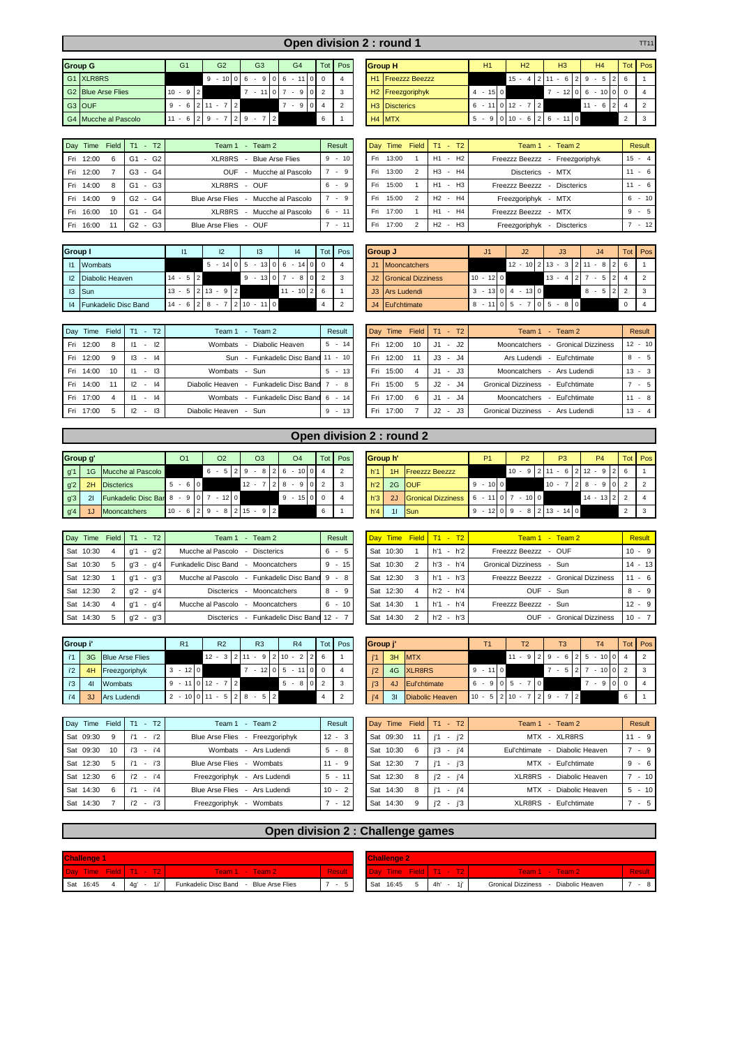# Open division 2 : round 1

TT11

## Group G

| | | G1 | G2 | G3 | G4 | Tot | Pos |
|---|---|---|---|---|---|---|---|
| G1 | XLR8RS | | 9 - 10 0 | 6 - 9 0 | 6 - 11 0 | 0 | 4 |
| G2 | Blue Arse Flies | 10 - 9 2 | | 7 - 11 0 | 7 - 9 0 | 2 | 3 |
| G3 | OUF | 9 - 6 2 | 11 - 7 2 | | 7 - 9 0 | 4 | 2 |
| G4 | Mucche al Pascolo | 11 - 6 2 | 9 - 7 2 | 9 - 7 2 | | 6 | 1 |

| Day | Time | Field | T1 - T2 | Team 1 - Team 2 | Result |
|---|---|---|---|---|---|
| Fri | 12:00 | 6 | G1 - G2 | XLR8RS - Blue Arse Flies | 9 - 10 |
| Fri | 12:00 | 7 | G3 - G4 | OUF - Mucche al Pascolo | 7 - 9 |
| Fri | 14:00 | 8 | G1 - G3 | XLR8RS - OUF | 6 - 9 |
| Fri | 14:00 | 9 | G2 - G4 | Blue Arse Flies - Mucche al Pascolo | 7 - 9 |
| Fri | 16:00 | 10 | G1 - G4 | XLR8RS - Mucche al Pascolo | 6 - 11 |
| Fri | 16:00 | 11 | G2 - G3 | Blue Arse Flies - OUF | 7 - 11 |

## Group H

| | | H1 | H2 | H3 | H4 | Tot | Pos |
|---|---|---|---|---|---|---|---|
| H1 | Freezzz Beezzz | | 15 - 4 2 | 11 - 6 2 | 9 - 5 2 | 6 | 1 |
| H2 | Freezgoriphyk | 4 - 15 0 | | 7 - 12 0 | 6 - 10 0 | 0 | 4 |
| H3 | Discterics | 6 - 11 0 | 12 - 7 2 | | 11 - 6 2 | 4 | 2 |
| H4 | MTX | 5 - 9 0 | 10 - 6 2 | 6 - 11 0 | | 2 | 3 |

| Day | Time | Field | T1 - T2 | Team 1 - Team 2 | Result |
|---|---|---|---|---|---|
| Fri | 13:00 | 1 | H1 - H2 | Freezzz Beezzz - Freezgoriphyk | 15 - 4 |
| Fri | 13:00 | 2 | H3 - H4 | Discterics - MTX | 11 - 6 |
| Fri | 15:00 | 1 | H1 - H3 | Freezzz Beezzz - Discterics | 11 - 6 |
| Fri | 15:00 | 2 | H2 - H4 | Freezgoriphyk - MTX | 6 - 10 |
| Fri | 17:00 | 1 | H1 - H4 | Freezzz Beezzz - MTX | 9 - 5 |
| Fri | 17:00 | 2 | H2 - H3 | Freezgoriphyk - Discterics | 7 - 12 |

## Group I

| | | I1 | I2 | I3 | I4 | Tot | Pos |
|---|---|---|---|---|---|---|---|
| I1 | Wombats | | 5 - 14 0 | 5 - 13 0 | 6 - 14 0 | 0 | 4 |
| I2 | Diabolic Heaven | 14 - 5 2 | | 9 - 13 0 | 7 - 8 0 | 2 | 3 |
| I3 | Sun | 13 - 5 2 | 13 - 9 2 | | 11 - 10 2 | 6 | 1 |
| I4 | Funkadelic Disc Band | 14 - 6 2 | 8 - 7 2 | 10 - 11 0 | | 4 | 2 |

| Day | Time | Field | T1 - T2 | Team 1 - Team 2 | Result |
|---|---|---|---|---|---|
| Fri | 12:00 | 8 | I1 - I2 | Wombats - Diabolic Heaven | 5 - 14 |
| Fri | 12:00 | 9 | I3 - I4 | Sun - Funkadelic Disc Band | 11 - 10 |
| Fri | 14:00 | 10 | I1 - I3 | Wombats - Sun | 5 - 13 |
| Fri | 14:00 | 11 | I2 - I4 | Diabolic Heaven - Funkadelic Disc Band | 7 - 8 |
| Fri | 17:00 | 4 | I1 - I4 | Wombats - Funkadelic Disc Band | 6 - 14 |
| Fri | 17:00 | 5 | I2 - I3 | Diabolic Heaven - Sun | 9 - 13 |

## Group J

| | | J1 | J2 | J3 | J4 | Tot | Pos |
|---|---|---|---|---|---|---|---|
| J1 | Mooncatchers | | 12 - 10 2 | 13 - 3 2 | 11 - 8 2 | 6 | 1 |
| J2 | Gronical Dizziness | 10 - 12 0 | | 13 - 4 2 | 7 - 5 2 | 4 | 2 |
| J3 | Ars Ludendi | 3 - 13 0 | 4 - 13 0 | | 8 - 5 2 | 2 | 3 |
| J4 | Eul'chtimate | 8 - 11 0 | 5 - 7 0 | 5 - 8 0 | | 0 | 4 |

| Day | Time | Field | T1 - T2 | Team 1 - Team 2 | Result |
|---|---|---|---|---|---|
| Fri | 12:00 | 10 | J1 - J2 | Mooncatchers - Gronical Dizziness | 12 - 10 |
| Fri | 12:00 | 11 | J3 - J4 | Ars Ludendi - Eul'chtimate | 8 - 5 |
| Fri | 15:00 | 4 | J1 - J3 | Mooncatchers - Ars Ludendi | 13 - 3 |
| Fri | 15:00 | 5 | J2 - J4 | Gronical Dizziness - Eul'chtimate | 7 - 5 |
| Fri | 17:00 | 6 | J1 - J4 | Mooncatchers - Eul'chtimate | 11 - 8 |
| Fri | 17:00 | 7 | J2 - J3 | Gronical Dizziness - Ars Ludendi | 13 - 4 |

# Open division 2 : round 2

## Group g'

| | | | O1 | O2 | O3 | O4 | Tot | Pos |
|---|---|---|---|---|---|---|---|---|
| g'1 | 1G | Mucche al Pascolo | | 6 - 5 2 | 9 - 8 2 | 6 - 10 0 | 4 | 2 |
| g'2 | 2H | Discterics | 5 - 6 0 | | 12 - 7 2 | 8 - 9 0 | 2 | 3 |
| g'3 | 2I | Funkadelic Disc Bar | 8 - 9 0 | 7 - 12 0 | | 9 - 15 0 | 0 | 4 |
| g'4 | 1J | Mooncatchers | 10 - 6 2 | 9 - 8 2 | 15 - 9 2 | | 6 | 1 |

| Day | Time | Field | T1 - T2 | Team 1 - Team 2 | Result |
|---|---|---|---|---|---|
| Sat | 10:30 | 4 | g'1 - g'2 | Mucche al Pascolo - Discterics | 6 - 5 |
| Sat | 10:30 | 5 | g'3 - g'4 | Funkadelic Disc Band - Mooncatchers | 9 - 15 |
| Sat | 12:30 | 1 | g'1 - g'3 | Mucche al Pascolo - Funkadelic Disc Band | 9 - 8 |
| Sat | 12:30 | 2 | g'2 - g'4 | Discterics - Mooncatchers | 8 - 9 |
| Sat | 14:30 | 4 | g'1 - g'4 | Mucche al Pascolo - Mooncatchers | 6 - 10 |
| Sat | 14:30 | 5 | g'2 - g'3 | Discterics - Funkadelic Disc Band | 12 - 7 |

## Group h'

| | | | P1 | P2 | P3 | P4 | Tot | Pos |
|---|---|---|---|---|---|---|---|---|
| h'1 | 1H | Freezzz Beezzz | | 10 - 9 2 | 11 - 6 2 | 12 - 9 2 | 6 | 1 |
| h'2 | 2G | OUF | 9 - 10 0 | | 10 - 7 2 | 8 - 9 0 | 2 | 2 |
| h'3 | 2J | Gronical Dizziness | 6 - 11 0 | 7 - 10 0 | | 14 - 13 2 | 2 | 4 |
| h'4 | 1I | Sun | 9 - 12 0 | 9 - 8 2 | 13 - 14 0 | | 2 | 3 |

| Day | Time | Field | T1 - T2 | Team 1 - Team 2 | Result |
|---|---|---|---|---|---|
| Sat | 10:30 | 1 | h'1 - h'2 | Freezzz Beezzz - OUF | 10 - 9 |
| Sat | 10:30 | 2 | h'3 - h'4 | Gronical Dizziness - Sun | 14 - 13 |
| Sat | 12:30 | 3 | h'1 - h'3 | Freezzz Beezzz - Gronical Dizziness | 11 - 6 |
| Sat | 12:30 | 4 | h'2 - h'4 | OUF - Sun | 8 - 9 |
| Sat | 14:30 | 1 | h'1 - h'4 | Freezzz Beezzz - Sun | 12 - 9 |
| Sat | 14:30 | 2 | h'2 - h'3 | OUF - Gronical Dizziness | 10 - 7 |

## Group i'

| | | | R1 | R2 | R3 | R4 | Tot | Pos |
|---|---|---|---|---|---|---|---|---|
| i'1 | 3G | Blue Arse Flies | | 12 - 3 2 | 11 - 9 2 | 10 - 2 2 | 6 | 1 |
| i'2 | 4H | Freezgoriphyk | 3 - 12 0 | | 7 - 12 0 | 5 - 11 0 | 0 | 4 |
| i'3 | 4I | Wombats | 9 - 11 0 | 12 - 7 2 | | 5 - 8 0 | 2 | 3 |
| i'4 | 3J | Ars Ludendi | 2 - 10 0 | 11 - 5 2 | 8 - 5 2 | | 4 | 2 |

| Day | Time | Field | T1 - T2 | Team 1 - Team 2 | Result |
|---|---|---|---|---|---|
| Sat | 09:30 | 9 | i'1 - i'2 | Blue Arse Flies - Freezgoriphyk | 12 - 3 |
| Sat | 09:30 | 10 | i'3 - i'4 | Wombats - Ars Ludendi | 5 - 8 |
| Sat | 12:30 | 5 | i'1 - i'3 | Blue Arse Flies - Wombats | 11 - 9 |
| Sat | 12:30 | 6 | i'2 - i'4 | Freezgoriphyk - Ars Ludendi | 5 - 11 |
| Sat | 14:30 | 6 | i'1 - i'4 | Blue Arse Flies - Ars Ludendi | 10 - 2 |
| Sat | 14:30 | 7 | i'2 - i'3 | Freezgoriphyk - Wombats | 7 - 12 |

## Group j'

| | | | T1 | T2 | T3 | T4 | Tot | Pos |
|---|---|---|---|---|---|---|---|---|
| j'1 | 3H | MTX | | 11 - 9 2 | 9 - 6 2 | 5 - 10 0 | 4 | 2 |
| j'2 | 4G | XLR8RS | 9 - 11 0 | | 7 - 5 2 | 7 - 10 0 | 2 | 3 |
| j'3 | 4J | Eul'chtimate | 6 - 9 0 | 5 - 7 0 | | 7 - 9 0 | 0 | 4 |
| j'4 | 3I | Diabolic Heaven | 10 - 5 2 | 10 - 7 2 | 9 - 7 2 | | 6 | 1 |

| Day | Time | Field | T1 - T2 | Team 1 - Team 2 | Result |
|---|---|---|---|---|---|
| Sat | 09:30 | 11 | j'1 - j'2 | MTX - XLR8RS | 11 - 9 |
| Sat | 10:30 | 6 | j'3 - j'4 | Eul'chtimate - Diabolic Heaven | 7 - 9 |
| Sat | 12:30 | 7 | j'1 - j'3 | MTX - Eul'chtimate | 9 - 6 |
| Sat | 12:30 | 8 | j'2 - j'4 | XLR8RS - Diabolic Heaven | 7 - 10 |
| Sat | 14:30 | 8 | j'1 - j'4 | MTX - Diabolic Heaven | 5 - 10 |
| Sat | 14:30 | 9 | j'2 - j'3 | XLR8RS - Eul'chtimate | 7 - 5 |

# Open division 2 : Challenge games

## Challenge 1

| Day | Time | Field | T1 - T2 | Team 1 - Team 2 | Result |
|---|---|---|---|---|---|
| Sat | 16:45 | 4 | 4g' - 1i' | Funkadelic Disc Band - Blue Arse Flies | 7 - 5 |

## Challenge 2

| Day | Time | Field | T1 - T2 | Team 1 - Team 2 | Result |
|---|---|---|---|---|---|
| Sat | 16:45 | 5 | 4h' - 1j' | Gronical Dizziness - Diabolic Heaven | 7 - 8 |